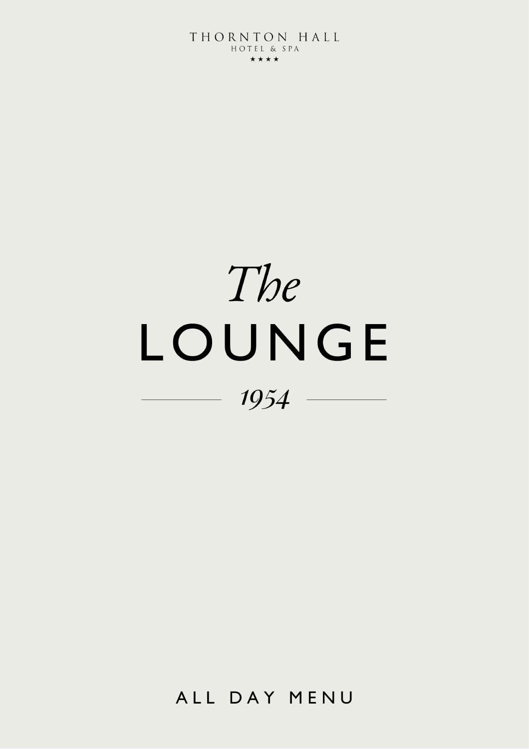THORNTON HALL
HOTEL & SPA
★★★★

# *The* LOUNGE

*1954*

ALL DAY MENU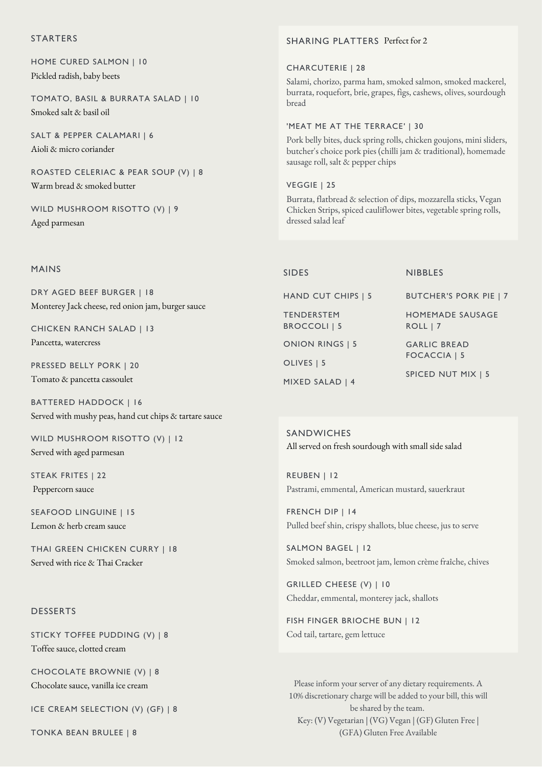## STARTERS

**HOME CURED SALMON | 10**
Pickled radish, baby beets

**TOMATO, BASIL & BURRATA SALAD | 10**
Smoked salt & basil oil

**SALT & PEPPER CALAMARI | 6**
Aioli & micro coriander

**ROASTED CELERIAC & PEAR SOUP (V) | 8**
Warm bread & smoked butter

**WILD MUSHROOM RISOTTO (V) | 9**
Aged parmesan

## MAINS

**DRY AGED BEEF BURGER | 18**
Monterey Jack cheese, red onion jam, burger sauce

**CHICKEN RANCH SALAD | 13**
Pancetta, watercress

**PRESSED BELLY PORK | 20**
Tomato & pancetta cassoulet

**BATTERED HADDOCK | 16**
Served with mushy peas, hand cut chips & tartare sauce

**WILD MUSHROOM RISOTTO (V) | 12**
Served with aged parmesan

**STEAK FRITES | 22**
Peppercorn sauce

**SEAFOOD LINGUINE | 15**
Lemon & herb cream sauce

**THAI GREEN CHICKEN CURRY | 18**
Served with rice & Thai Cracker

## DESSERTS

**STICKY TOFFEE PUDDING (V) | 8**
Toffee sauce, clotted cream

**CHOCOLATE BROWNIE (V) | 8**
Chocolate sauce, vanilla ice cream

**ICE CREAM SELECTION (V) (GF) | 8**

**TONKA BEAN BRULEE | 8**

## SHARING PLATTERS Perfect for 2

**CHARCUTERIE | 28**
Salami, chorizo, parma ham, smoked salmon, smoked mackerel, burrata, roquefort, brie, grapes, figs, cashews, olives, sourdough bread

**'MEAT ME AT THE TERRACE' | 30**
Pork belly bites, duck spring rolls, chicken goujons, mini sliders, butcher's choice pork pies (chilli jam & traditional), homemade sausage roll, salt & pepper chips

**VEGGIE | 25**
Burrata, flatbread & selection of dips, mozzarella sticks, Vegan Chicken Strips, spiced cauliflower bites, vegetable spring rolls, dressed salad leaf

## SIDES

- HAND CUT CHIPS | 5
- TENDERSTEM BROCCOLI | 5
- ONION RINGS | 5
- OLIVES | 5
- MIXED SALAD | 4

## NIBBLES

- BUTCHER'S PORK PIE | 7
- HOMEMADE SAUSAGE ROLL | 7
- GARLIC BREAD FOCACCIA | 5
- SPICED NUT MIX | 5

## SANDWICHES

All served on fresh sourdough with small side salad

**REUBEN | 12**
Pastrami, emmental, American mustard, sauerkraut

**FRENCH DIP | 14**
Pulled beef shin, crispy shallots, blue cheese, jus to serve

**SALMON BAGEL | 12**
Smoked salmon, beetroot jam, lemon crème fraîche, chives

**GRILLED CHEESE (V) | 10**
Cheddar, emmental, monterey jack, shallots

**FISH FINGER BRIOCHE BUN | 12**
Cod tail, tartare, gem lettuce

Please inform your server of any dietary requirements. A 10% discretionary charge will be added to your bill, this will be shared by the team.
Key: (V) Vegetarian | (VG) Vegan | (GF) Gluten Free | (GFA) Gluten Free Available